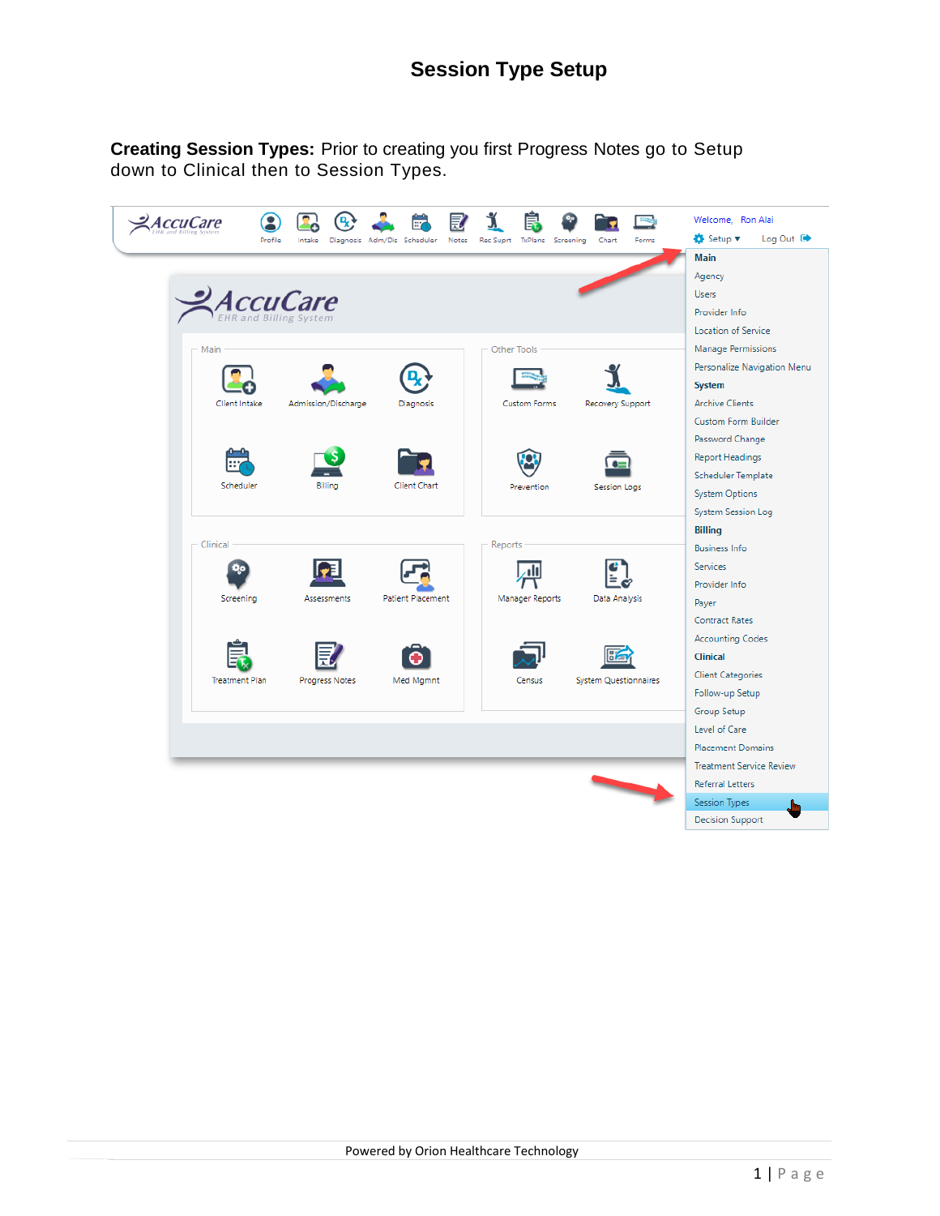# Session Type Setup

**Creating Session Types:** Prior to creating you first Progress Notes go to Setup down to Clinical then to Session Types.

Powered by Orion Healthcare Technology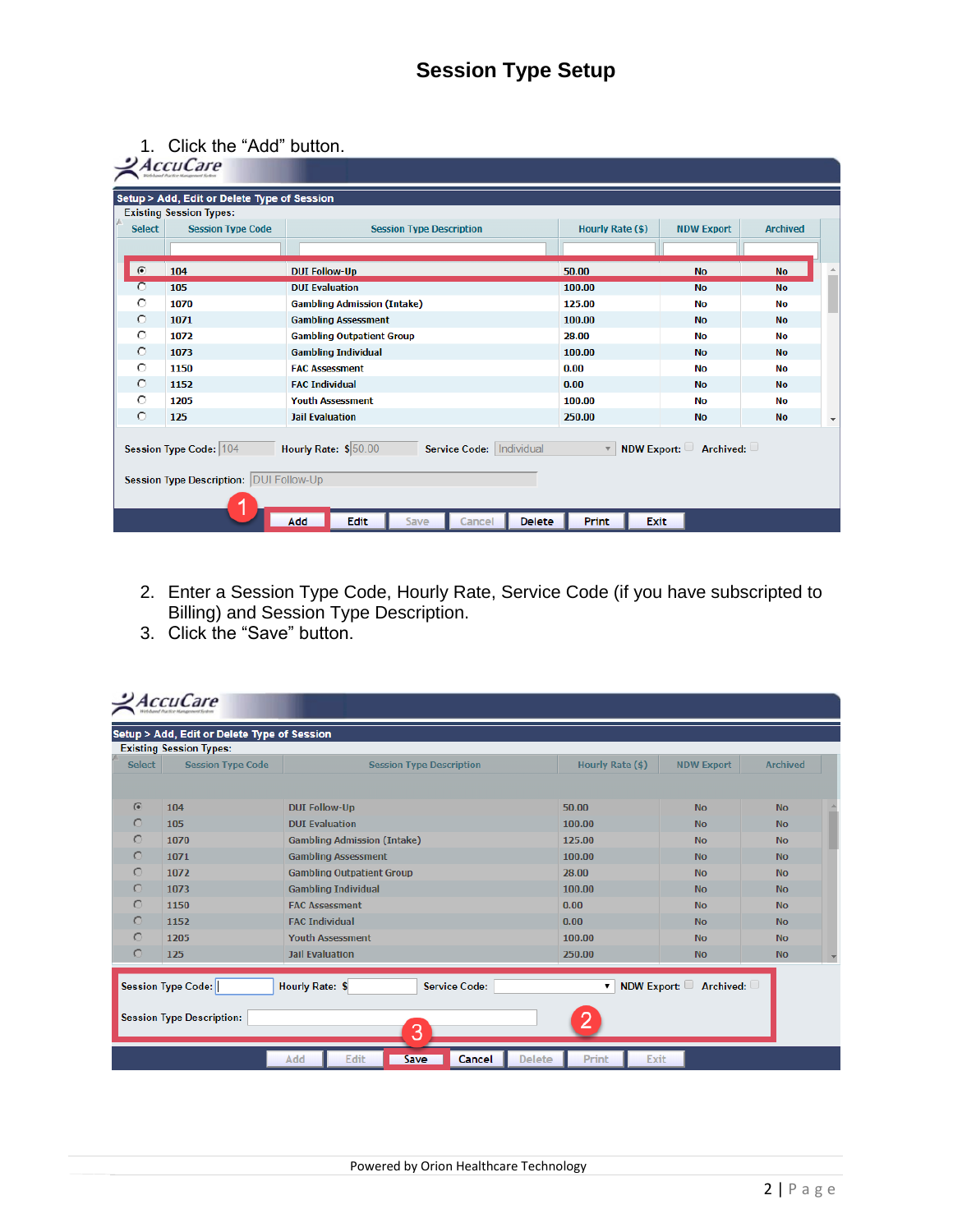# Session Type Setup

1. Click the “Add” button.

2. Enter a Session Type Code, Hourly Rate, Service Code (if you have subscripted to Billing) and Session Type Description.
3. Click the “Save” button.

Powered by Orion Healthcare Technology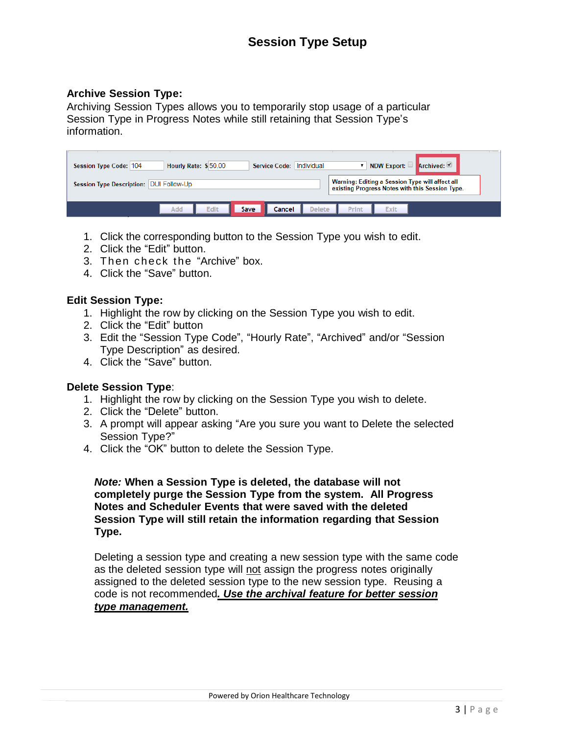## Session Type Setup

**Archive Session Type:**
Archiving Session Types allows you to temporarily stop usage of a particular Session Type in Progress Notes while still retaining that Session Type's information.

1. Click the corresponding button to the Session Type you wish to edit.
2. Click the "Edit" button.
3. Then check the "Archive" box.
4. Click the "Save" button.

**Edit Session Type:**
1. Highlight the row by clicking on the Session Type you wish to edit.
2. Click the "Edit" button
3. Edit the "Session Type Code", "Hourly Rate", "Archived" and/or "Session Type Description" as desired.
4. Click the "Save" button.

**Delete Session Type**:
1. Highlight the row by clicking on the Session Type you wish to delete.
2. Click the "Delete" button.
3. A prompt will appear asking "Are you sure you want to Delete the selected Session Type?"
4. Click the "OK" button to delete the Session Type.

***Note:* When a Session Type is deleted, the database will not completely purge the Session Type from the system. All Progress Notes and Scheduler Events that were saved with the deleted Session Type will still retain the information regarding that Session Type.**

Deleting a session type and creating a new session type with the same code as the deleted session type will not assign the progress notes originally assigned to the deleted session type to the new session type. Reusing a code is not recommended***. Use the archival feature for better session type management.***